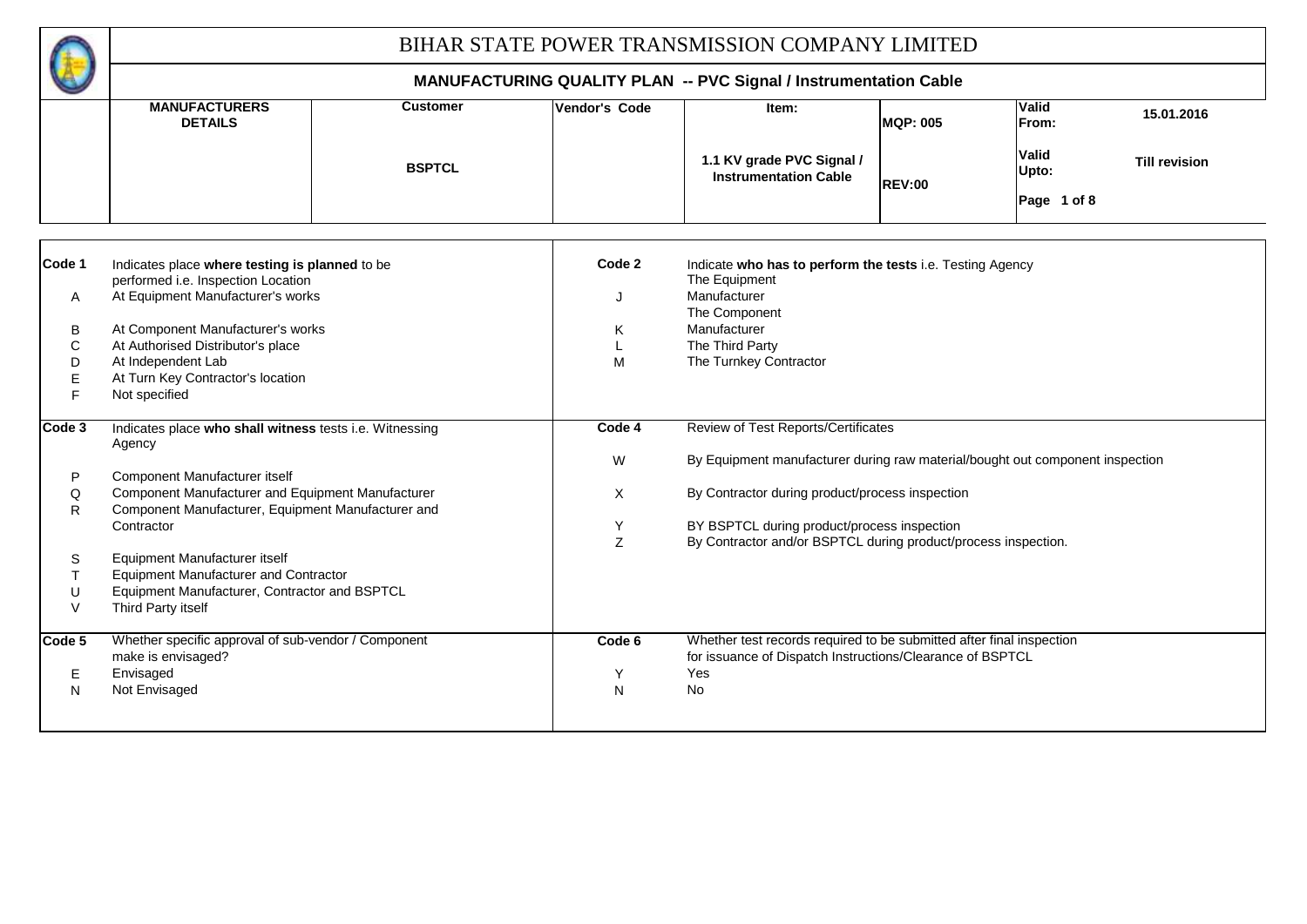# BIHAR STATE POWER TRANSMISSION COMPANY LIMITED

## MANUFACTURING QUALITY PLAN -- PVC Signal / Instrumentation Cable

| MANUFACTURERS DETAILS | Customer | Vendor's Code | Item: | MQP: 005 | Valid From: | 15.01.2016 |
|---|---|---|---|---|---|---|
| | BSPTCL | | 1.1 KV grade PVC Signal / Instrumentation Cable | REV:00 | Valid Upto: | Till revision |

| | | | |
|---|---|---|---|
| **Code 1** | Indicates place **where testing is planned** to be performed i.e. Inspection Location | **Code 2** | Indicate **who has to perform the tests** i.e. Testing Agency |
| A | At Equipment Manufacturer's works | J | The Equipment Manufacturer |
| B | At Component Manufacturer's works | K | The Component Manufacturer |
| C | At Authorised Distributor's place | L | The Third Party |
| D | At Independent Lab | M | The Turnkey Contractor |
| E | At Turn Key Contractor's location | | |
| F | Not specified | | |
| **Code 3** | Indicates place **who shall witness** tests i.e. Witnessing Agency | **Code 4** | Review of Test Reports/Certificates |
| P | Component Manufacturer itself | W | By Equipment manufacturer during raw material/bought out component inspection |
| Q | Component Manufacturer and Equipment Manufacturer | X | By Contractor during product/process inspection |
| R | Component Manufacturer, Equipment Manufacturer and Contractor | Y | BY BSPTCL during product/process inspection |
| S | Equipment Manufacturer itself | Z | By Contractor and/or BSPTCL during product/process inspection. |
| T | Equipment Manufacturer and Contractor | | |
| U | Equipment Manufacturer, Contractor and BSPTCL | | |
| V | Third Party itself | | |
| **Code 5** | Whether specific approval of sub-vendor / Component make is envisaged? | **Code 6** | Whether test records required to be submitted after final inspection for issuance of Dispatch Instructions/Clearance of BSPTCL |
| E | Envisaged | Y | Yes |
| N | Not Envisaged | N | No |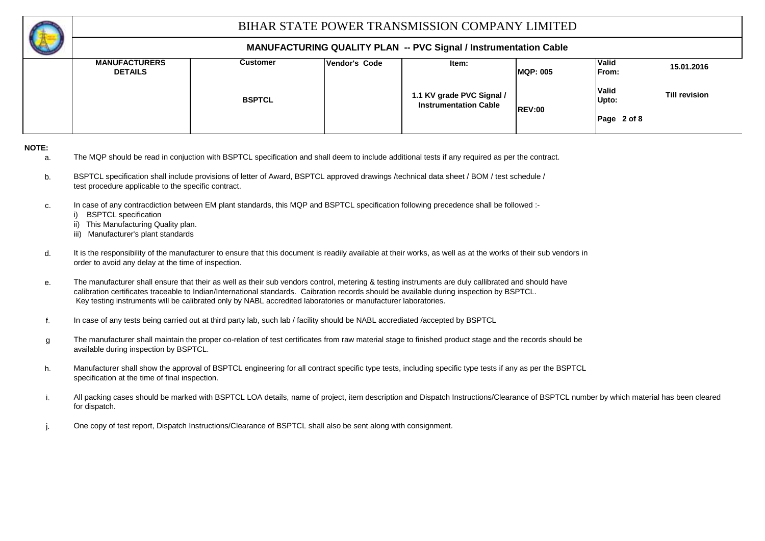# BIHAR STATE POWER TRANSMISSION COMPANY LIMITED

## MANUFACTURING QUALITY PLAN -- PVC Signal / Instrumentation Cable

| MANUFACTURERS DETAILS | Customer | Vendor's Code | Item: | MQP: 005 | Valid From: | 15.01.2016 |
|---|---|---|---|---|---|---|
| | BSPTCL | | 1.1 KV grade PVC Signal / Instrumentation Cable | REV:00 | Valid Upto: | Till revision |
| | | | | | Page 2 of 8 | |

**NOTE:**

a. The MQP should be read in conjuction with BSPTCL specification and shall deem to include additional tests if any required as per the contract.

b. BSPTCL specification shall include provisions of letter of Award, BSPTCL approved drawings /technical data sheet / BOM / test schedule / test procedure applicable to the specific contract.

c. In case of any contracdiction between EM plant standards, this MQP and BSPTCL specification following precedence shall be followed :-
   i) BSPTCL specification
   ii) This Manufacturing Quality plan.
   iii) Manufacturer's plant standards

d. It is the responsibility of the manufacturer to ensure that this document is readily available at their works, as well as at the works of their sub vendors in order to avoid any delay at the time of inspection.

e. The manufacturer shall ensure that their as well as their sub vendors control, metering & testing instruments are duly callibrated and should have calibration certificates traceable to Indian/International standards. Caibration records should be available during inspection by BSPTCL. Key testing instruments will be calibrated only by NABL accredited laboratories or manufacturer laboratories.

f. In case of any tests being carried out at third party lab, such lab / facility should be NABL accrediated /accepted by BSPTCL

g The manufacturer shall maintain the proper co-relation of test certificates from raw material stage to finished product stage and the records should be available during inspection by BSPTCL.

h. Manufacturer shall show the approval of BSPTCL engineering for all contract specific type tests, including specific type tests if any as per the BSPTCL specification at the time of final inspection.

i. All packing cases should be marked with BSPTCL LOA details, name of project, item description and Dispatch Instructions/Clearance of BSPTCL number by which material has been cleared for dispatch.

j. One copy of test report, Dispatch Instructions/Clearance of BSPTCL shall also be sent along with consignment.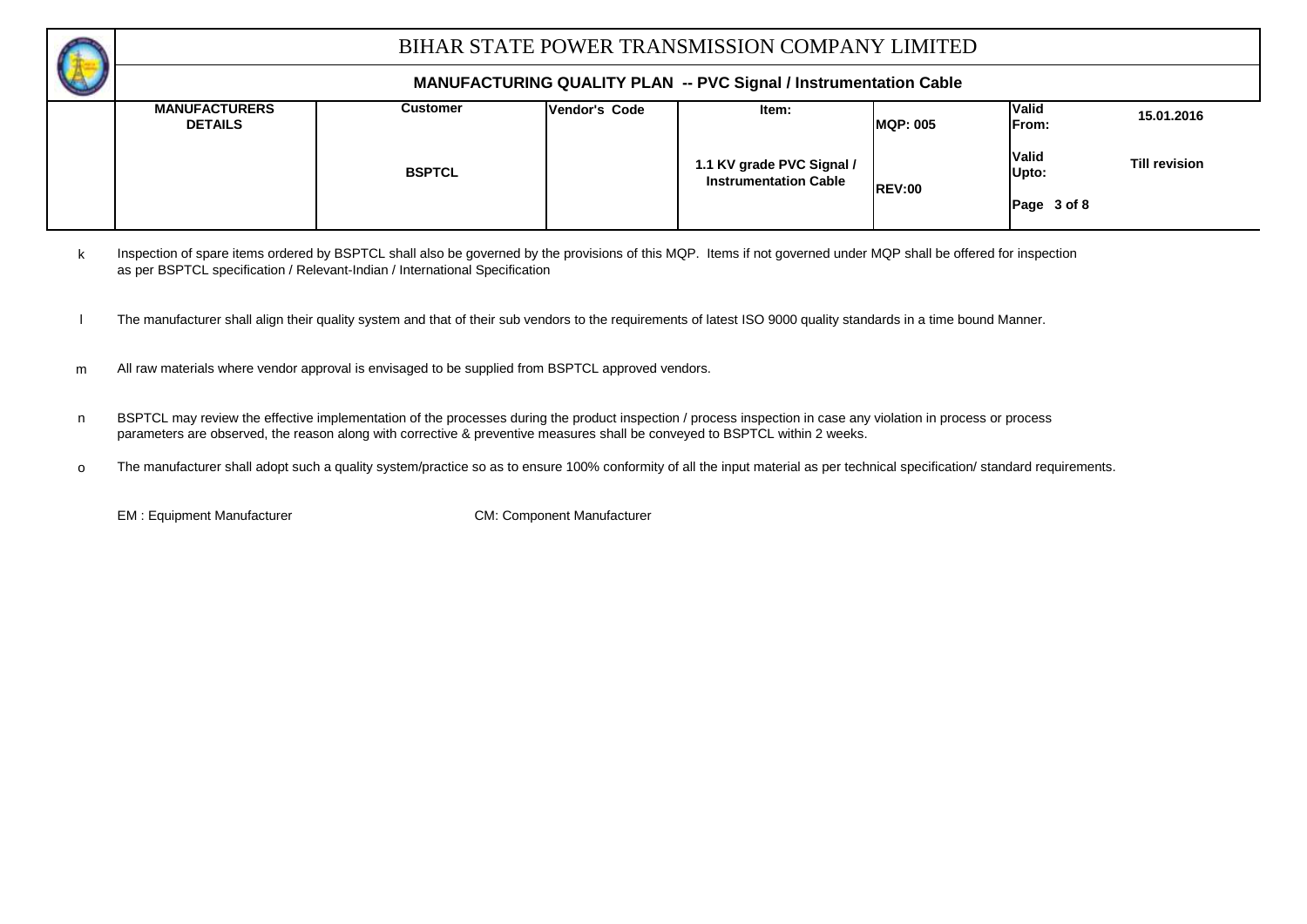# BIHAR STATE POWER TRANSMISSION COMPANY LIMITED

## MANUFACTURING QUALITY PLAN -- PVC Signal / Instrumentation Cable

| MANUFACTURERS DETAILS | Customer | Vendor's Code | Item: | MQP: 005 | Valid From: | 15.01.2016 |
|---|---|---|---|---|---|---|
| | BSPTCL | | 1.1 KV grade PVC Signal / Instrumentation Cable | REV:00 | Valid Upto: | Till revision |
| | | | | | Page 3 of 8 | |

k Inspection of spare items ordered by BSPTCL shall also be governed by the provisions of this MQP. Items if not governed under MQP shall be offered for inspection as per BSPTCL specification / Relevant-Indian / International Specification

l The manufacturer shall align their quality system and that of their sub vendors to the requirements of latest ISO 9000 quality standards in a time bound Manner.

m All raw materials where vendor approval is envisaged to be supplied from BSPTCL approved vendors.

n BSPTCL may review the effective implementation of the processes during the product inspection / process inspection in case any violation in process or process parameters are observed, the reason along with corrective & preventive measures shall be conveyed to BSPTCL within 2 weeks.

o The manufacturer shall adopt such a quality system/practice so as to ensure 100% conformity of all the input material as per technical specification/ standard requirements.

EM : Equipment Manufacturer CM: Component Manufacturer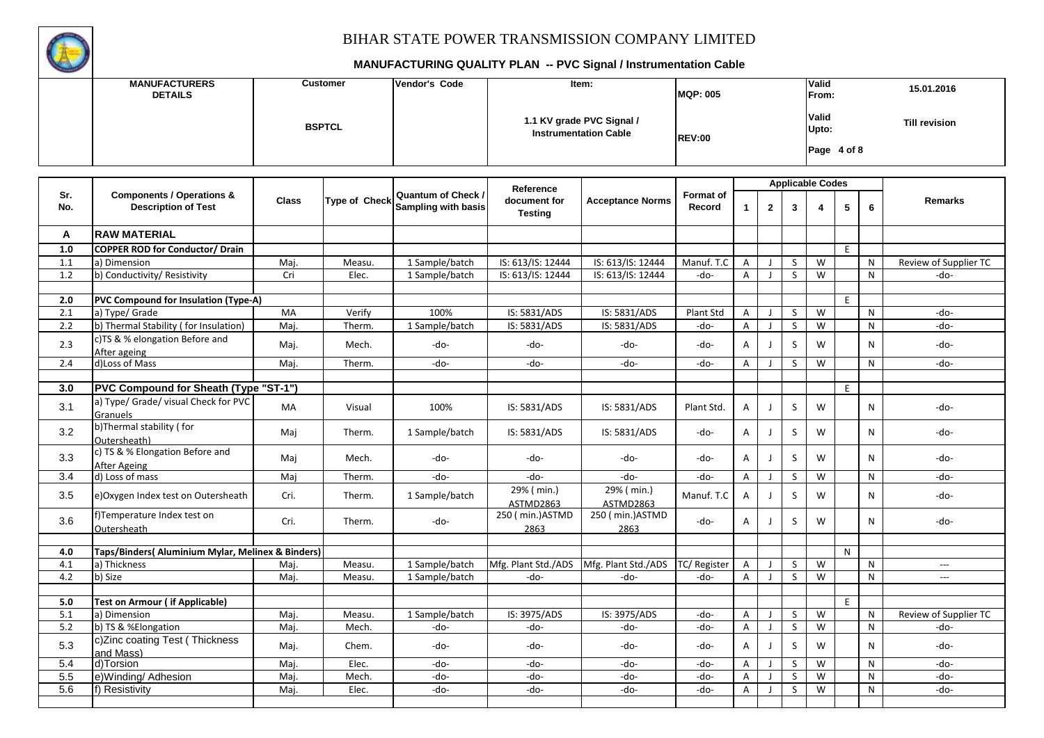# BIHAR STATE POWER TRANSMISSION COMPANY LIMITED

## MANUFACTURING QUALITY PLAN -- PVC Signal / Instrumentation Cable

| MANUFACTURERS DETAILS | Customer | Vendor's Code | Item: | MQP: 005 | Valid From: | 15.01.2016 |
|---|---|---|---|---|---|---|
| | BSPTCL | | 1.1 KV grade PVC Signal / Instrumentation Cable | REV:00 | Valid Upto: | Till revision |
| | | | | | Page 4 of 8 | |

| Sr. No. | Components / Operations & Description of Test | Class | Type of Check | Quantum of Check / Sampling with basis | Reference document for Testing | Acceptance Norms | Format of Record | Applicable Codes | | | | | | Remarks |
|---|---|---|---|---|---|---|---|---|---|---|---|---|---|---|
| | | | | | | | | 1 | 2 | 3 | 4 | 5 | 6 | |
| **A** | **RAW MATERIAL** | | | | | | | | | | | | | |
| **1.0** | **COPPER ROD for Conductor/ Drain** | | | | | | | | | | | E | | |
| 1.1 | a) Dimension | Maj. | Measu. | 1 Sample/batch | IS: 613/IS: 12444 | IS: 613/IS: 12444 | Manuf. T.C | A | J | S | W | | N | Review of Supplier TC |
| 1.2 | b) Conductivity/ Resistivity | Cri | Elec. | 1 Sample/batch | IS: 613/IS: 12444 | IS: 613/IS: 12444 | -do- | A | J | S | W | | N | -do- |
| | | | | | | | | | | | | | | |
| **2.0** | **PVC Compound for Insulation (Type-A)** | | | | | | | | | | | E | | |
| 2.1 | a) Type/ Grade | MA | Verify | 100% | IS: 5831/ADS | IS: 5831/ADS | Plant Std | A | J | S | W | | N | -do- |
| 2.2 | b) Thermal Stability ( for Insulation) | Maj. | Therm. | 1 Sample/batch | IS: 5831/ADS | IS: 5831/ADS | -do- | A | J | S | W | | N | -do- |
| 2.3 | c)TS & % elongation Before and After ageing | Maj. | Mech. | -do- | -do- | -do- | -do- | A | J | S | W | | N | -do- |
| 2.4 | d)Loss of Mass | Maj. | Therm. | -do- | -do- | -do- | -do- | A | J | S | W | | N | -do- |
| | | | | | | | | | | | | | | |
| **3.0** | **PVC Compound for Sheath (Type "ST-1")** | | | | | | | | | | | E | | |
| 3.1 | a) Type/ Grade/ visual Check for PVC Granuels | MA | Visual | 100% | IS: 5831/ADS | IS: 5831/ADS | Plant Std. | A | J | S | W | | N | -do- |
| 3.2 | b)Thermal stability ( for Outersheath) | Maj | Therm. | 1 Sample/batch | IS: 5831/ADS | IS: 5831/ADS | -do- | A | J | S | W | | N | -do- |
| 3.3 | c) TS & % Elongation Before and After Ageing | Maj | Mech. | -do- | -do- | -do- | -do- | A | J | S | W | | N | -do- |
| 3.4 | d) Loss of mass | Maj | Therm. | -do- | -do- | -do- | -do- | A | J | S | W | | N | -do- |
| 3.5 | e)Oxygen Index test on Outersheath | Cri. | Therm. | 1 Sample/batch | 29% ( min.) ASTMD2863 | 29% ( min.) ASTMD2863 | Manuf. T.C | A | J | S | W | | N | -do- |
| 3.6 | f)Temperature Index test on Outersheath | Cri. | Therm. | -do- | 250 ( min.)ASTMD 2863 | 250 ( min.)ASTMD 2863 | -do- | A | J | S | W | | N | -do- |
| | | | | | | | | | | | | | | |
| **4.0** | **Taps/Binders( Aluminium Mylar, Melinex & Binders)** | | | | | | | | | | | N | | |
| 4.1 | a) Thickness | Maj. | Measu. | 1 Sample/batch | Mfg. Plant Std./ADS | Mfg. Plant Std./ADS | TC/ Register | A | J | S | W | | N | --- |
| 4.2 | b) Size | Maj. | Measu. | 1 Sample/batch | -do- | -do- | -do- | A | J | S | W | | N | --- |
| | | | | | | | | | | | | | | |
| **5.0** | **Test on Armour ( if Applicable)** | | | | | | | | | | | E | | |
| 5.1 | a) Dimension | Maj. | Measu. | 1 Sample/batch | IS: 3975/ADS | IS: 3975/ADS | -do- | A | J | S | W | | N | Review of Supplier TC |
| 5.2 | b) TS & %Elongation | Maj. | Mech. | -do- | -do- | -do- | -do- | A | J | S | W | | N | -do- |
| 5.3 | c)Zinc coating Test ( Thickness and Mass) | Maj. | Chem. | -do- | -do- | -do- | -do- | A | J | S | W | | N | -do- |
| 5.4 | d)Torsion | Maj. | Elec. | -do- | -do- | -do- | -do- | A | J | S | W | | N | -do- |
| 5.5 | e)Winding/ Adhesion | Maj. | Mech. | -do- | -do- | -do- | -do- | A | J | S | W | | N | -do- |
| 5.6 | f) Resistivity | Maj. | Elec. | -do- | -do- | -do- | -do- | A | J | S | W | | N | -do- |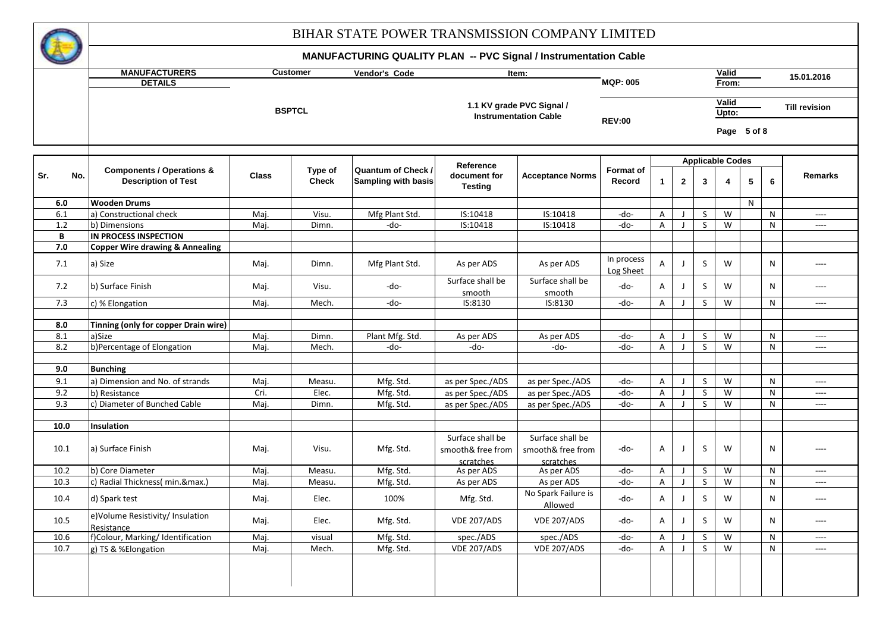# BIHAR STATE POWER TRANSMISSION COMPANY LIMITED

## MANUFACTURING QUALITY PLAN -- PVC Signal / Instrumentation Cable

| MANUFACTURERS DETAILS | Customer | Vendor's Code | Item: | MQP: 005 | Valid From: | 15.01.2016 |
|---|---|---|---|---|---|---|
| | BSPTCL | | 1.1 KV grade PVC Signal / Instrumentation Cable | REV:00 | Valid Upto: | Till revision |

| Sr. No. | Components / Operations & Description of Test | Class | Type of Check | Quantum of Check / Sampling with basis | Reference document for Testing | Acceptance Norms | Format of Record | Applicable Codes 1 | 2 | 3 | 4 | 5 | 6 | Remarks |
|---|---|---|---|---|---|---|---|---|---|---|---|---|---|---|
| 6.0 | **Wooden Drums** | | | | | | | | | | | N | | |
| 6.1 | a) Constructional check | Maj. | Visu. | Mfg Plant Std. | IS:10418 | IS:10418 | -do- | A | J | S | W | | N | ---- |
| 1.2 | b) Dimensions | Maj. | Dimn. | -do- | IS:10418 | IS:10418 | -do- | A | J | S | W | | N | ---- |
| B | **IN PROCESS INSPECTION** | | | | | | | | | | | | | |
| 7.0 | **Copper Wire drawing & Annealing** | | | | | | | | | | | | | |
| 7.1 | a) Size | Maj. | Dimn. | Mfg Plant Std. | As per ADS | As per ADS | In process Log Sheet | A | J | S | W | | N | ---- |
| 7.2 | b) Surface Finish | Maj. | Visu. | -do- | Surface shall be smooth | Surface shall be smooth | -do- | A | J | S | W | | N | ---- |
| 7.3 | c) % Elongation | Maj. | Mech. | -do- | IS:8130 | IS:8130 | -do- | A | J | S | W | | N | ---- |
| 8.0 | **Tinning (only for copper Drain wire)** | | | | | | | | | | | | | |
| 8.1 | a)Size | Maj. | Dimn. | Plant Mfg. Std. | As per ADS | As per ADS | -do- | A | J | S | W | | N | ---- |
| 8.2 | b)Percentage of Elongation | Maj. | Mech. | -do- | -do- | -do- | -do- | A | J | S | W | | N | ---- |
| 9.0 | **Bunching** | | | | | | | | | | | | | |
| 9.1 | a) Dimension and No. of strands | Maj. | Measu. | Mfg. Std. | as per Spec./ADS | as per Spec./ADS | -do- | A | J | S | W | | N | ---- |
| 9.2 | b) Resistance | Cri. | Elec. | Mfg. Std. | as per Spec./ADS | as per Spec./ADS | -do- | A | J | S | W | | N | ---- |
| 9.3 | c) Diameter of Bunched Cable | Maj. | Dimn. | Mfg. Std. | as per Spec./ADS | as per Spec./ADS | -do- | A | J | S | W | | N | ---- |
| 10.0 | **Insulation** | | | | | | | | | | | | | |
| 10.1 | a) Surface Finish | Maj. | Visu. | Mfg. Std. | Surface shall be smooth& free from scratches | Surface shall be smooth& free from scratches | -do- | A | J | S | W | | N | ---- |
| 10.2 | b) Core Diameter | Maj. | Measu. | Mfg. Std. | As per ADS | As per ADS | -do- | A | J | S | W | | N | ---- |
| 10.3 | c) Radial Thickness( min.&max.) | Maj. | Measu. | Mfg. Std. | As per ADS | As per ADS | -do- | A | J | S | W | | N | ---- |
| 10.4 | d) Spark test | Maj. | Elec. | 100% | Mfg. Std. | No Spark Failure is Allowed | -do- | A | J | S | W | | N | ---- |
| 10.5 | e)Volume Resistivity/ Insulation Resistance | Maj. | Elec. | Mfg. Std. | VDE 207/ADS | VDE 207/ADS | -do- | A | J | S | W | | N | ---- |
| 10.6 | f)Colour, Marking/ Identification | Maj. | visual | Mfg. Std. | spec./ADS | spec./ADS | -do- | A | J | S | W | | N | ---- |
| 10.7 | g) TS & %Elongation | Maj. | Mech. | Mfg. Std. | VDE 207/ADS | VDE 207/ADS | -do- | A | J | S | W | | N | ---- |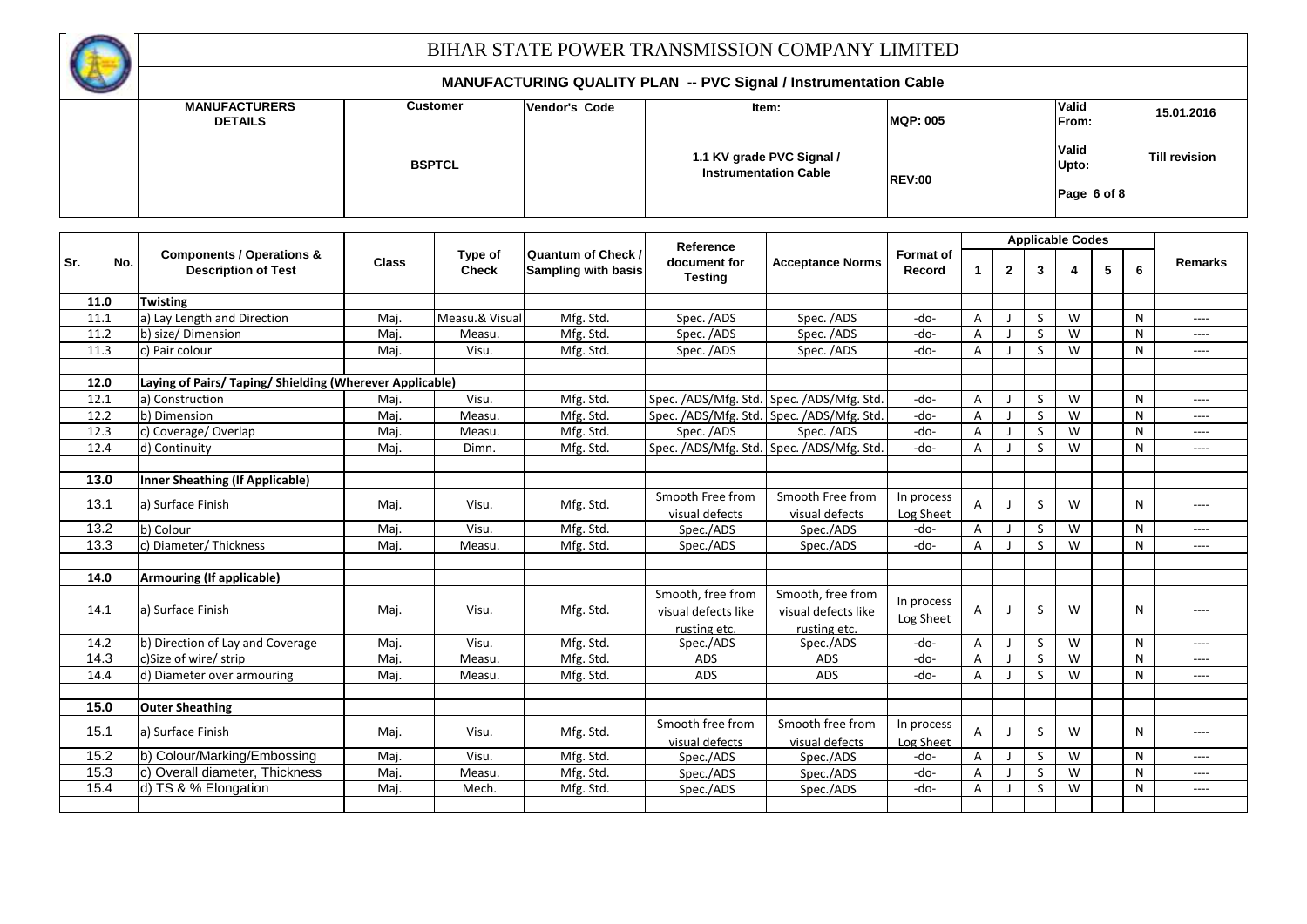# BIHAR STATE POWER TRANSMISSION COMPANY LIMITED

## MANUFACTURING QUALITY PLAN -- PVC Signal / Instrumentation Cable

| MANUFACTURERS DETAILS | Customer | Vendor's Code | Item: | MQP: 005 | Valid From: | 15.01.2016 |
|---|---|---|---|---|---|---|
| | BSPTCL | | 1.1 KV grade PVC Signal / Instrumentation Cable | REV:00 | Valid Upto: | Till revision |
| | | | | | Page 6 of 8 | |

| Sr. No. | Components / Operations & Description of Test | Class | Type of Check | Quantum of Check / Sampling with basis | Reference document for Testing | Acceptance Norms | Format of Record | Applicable Codes 1 | 2 | 3 | 4 | 5 | 6 | Remarks |
|---|---|---|---|---|---|---|---|---|---|---|---|---|---|---|
| 11.0 | **Twisting** | | | | | | | | | | | | | |
| 11.1 | a) Lay Length and Direction | Maj. | Measu.& Visual | Mfg. Std. | Spec. /ADS | Spec. /ADS | -do- | A | J | S | W | | N | ---- |
| 11.2 | b) size/ Dimension | Maj. | Measu. | Mfg. Std. | Spec. /ADS | Spec. /ADS | -do- | A | J | S | W | | N | ---- |
| 11.3 | c) Pair colour | Maj. | Visu. | Mfg. Std. | Spec. /ADS | Spec. /ADS | -do- | A | J | S | W | | N | ---- |
| 12.0 | **Laying of Pairs/ Taping/ Shielding (Wherever Applicable)** | | | | | | | | | | | | | |
| 12.1 | a) Construction | Maj. | Visu. | Mfg. Std. | Spec. /ADS/Mfg. Std. | Spec. /ADS/Mfg. Std. | -do- | A | J | S | W | | N | ---- |
| 12.2 | b) Dimension | Maj. | Measu. | Mfg. Std. | Spec. /ADS/Mfg. Std. | Spec. /ADS/Mfg. Std. | -do- | A | J | S | W | | N | ---- |
| 12.3 | c) Coverage/ Overlap | Maj. | Measu. | Mfg. Std. | Spec. /ADS | Spec. /ADS | -do- | A | J | S | W | | N | ---- |
| 12.4 | d) Continuity | Maj. | Dimn. | Mfg. Std. | Spec. /ADS/Mfg. Std. | Spec. /ADS/Mfg. Std. | -do- | A | J | S | W | | N | ---- |
| 13.0 | **Inner Sheathing (If Applicable)** | | | | | | | | | | | | | |
| 13.1 | a) Surface Finish | Maj. | Visu. | Mfg. Std. | Smooth Free from visual defects | Smooth Free from visual defects | In process Log Sheet | A | J | S | W | | N | ---- |
| 13.2 | b) Colour | Maj. | Visu. | Mfg. Std. | Spec./ADS | Spec./ADS | -do- | A | J | S | W | | N | ---- |
| 13.3 | c) Diameter/ Thickness | Maj. | Measu. | Mfg. Std. | Spec./ADS | Spec./ADS | -do- | A | J | S | W | | N | ---- |
| 14.0 | **Armouring (If applicable)** | | | | | | | | | | | | | |
| 14.1 | a) Surface Finish | Maj. | Visu. | Mfg. Std. | Smooth, free from visual defects like rusting etc. | Smooth, free from visual defects like rusting etc. | In process Log Sheet | A | J | S | W | | N | ---- |
| 14.2 | b) Direction of Lay and Coverage | Maj. | Visu. | Mfg. Std. | Spec./ADS | Spec./ADS | -do- | A | J | S | W | | N | ---- |
| 14.3 | c)Size of wire/ strip | Maj. | Measu. | Mfg. Std. | ADS | ADS | -do- | A | J | S | W | | N | ---- |
| 14.4 | d) Diameter over armouring | Maj. | Measu. | Mfg. Std. | ADS | ADS | -do- | A | J | S | W | | N | ---- |
| 15.0 | **Outer Sheathing** | | | | | | | | | | | | | |
| 15.1 | a) Surface Finish | Maj. | Visu. | Mfg. Std. | Smooth free from visual defects | Smooth free from visual defects | In process Log Sheet | A | J | S | W | | N | ---- |
| 15.2 | b) Colour/Marking/Embossing | Maj. | Visu. | Mfg. Std. | Spec./ADS | Spec./ADS | -do- | A | J | S | W | | N | ---- |
| 15.3 | c) Overall diameter, Thickness | Maj. | Measu. | Mfg. Std. | Spec./ADS | Spec./ADS | -do- | A | J | S | W | | N | ---- |
| 15.4 | d) TS & % Elongation | Maj. | Mech. | Mfg. Std. | Spec./ADS | Spec./ADS | -do- | A | J | S | W | | N | ---- |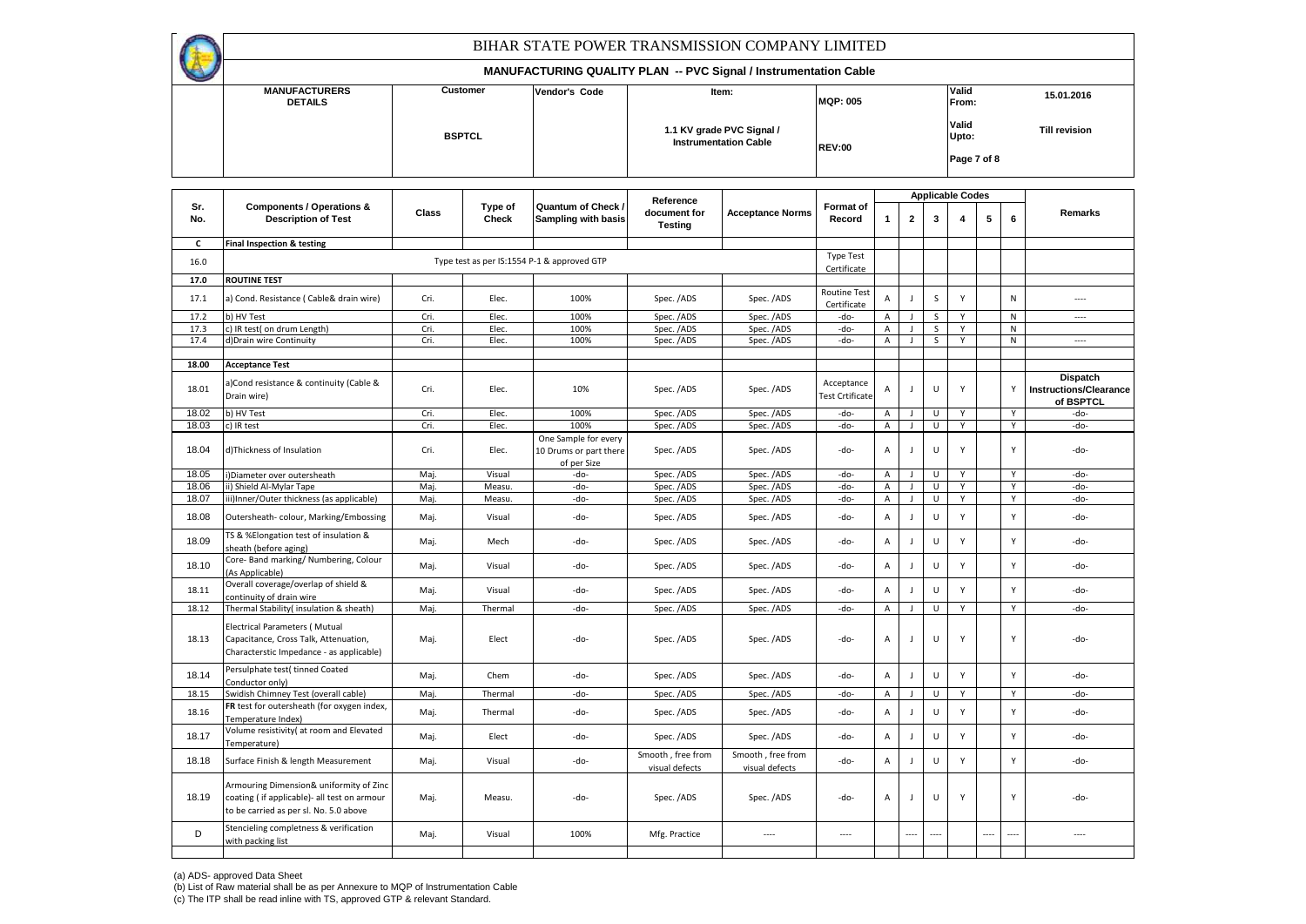# BIHAR STATE POWER TRANSMISSION COMPANY LIMITED

## MANUFACTURING QUALITY PLAN -- PVC Signal / Instrumentation Cable

| MANUFACTURERS DETAILS | Customer | Vendor's Code | Item: | MQP: 005 | Valid From: | 15.01.2016 |
|---|---|---|---|---|---|---|
| | BSPTCL | | 1.1 KV grade PVC Signal / Instrumentation Cable | REV:00 | Valid Upto: | Till revision |
| | | | | | Page 7 of 8 | |

| Sr. No. | Components / Operations & Description of Test | Class | Type of Check | Quantum of Check / Sampling with basis | Reference document for Testing | Acceptance Norms | Format of Record | Applicable Codes 1 | 2 | 3 | 4 | 5 | 6 | Remarks |
|---|---|---|---|---|---|---|---|---|---|---|---|---|---|---|
| C | Final Inspection & testing | | | | | | | | | | | | | |
| 16.0 | Type test as per IS:1554 P-1 & approved GTP | | | | | | Type Test Certificate | | | | | | | |
| 17.0 | ROUTINE TEST | | | | | | | | | | | | | |
| 17.1 | a) Cond. Resistance ( Cable& drain wire) | Cri. | Elec. | 100% | Spec. /ADS | Spec. /ADS | Routine Test Certificate | A | J | S | Y | | N | ---- |
| 17.2 | b) HV Test | Cri. | Elec. | 100% | Spec. /ADS | Spec. /ADS | -do- | A | J | S | Y | | N | ---- |
| 17.3 | c) IR test( on drum Length) | Cri. | Elec. | 100% | Spec. /ADS | Spec. /ADS | -do- | A | J | S | Y | | N | |
| 17.4 | d)Drain wire Continuity | Cri. | Elec. | 100% | Spec. /ADS | Spec. /ADS | -do- | A | J | S | Y | | N | ---- |
| 18.00 | Acceptance Test | | | | | | | | | | | | | |
| 18.01 | a)Cond resistance & continuity (Cable & Drain wire) | Cri. | Elec. | 10% | Spec. /ADS | Spec. /ADS | Acceptance Test Crtificate | A | J | U | Y | | Y | **Dispatch Instructions/Clearance of BSPTCL** |
| 18.02 | b) HV Test | Cri. | Elec. | 100% | Spec. /ADS | Spec. /ADS | -do- | A | J | U | Y | | Y | -do- |
| 18.03 | c) IR test | Cri. | Elec. | 100% | Spec. /ADS | Spec. /ADS | -do- | A | J | U | Y | | Y | -do- |
| 18.04 | d)Thickness of Insulation | Cri. | Elec. | One Sample for every 10 Drums or part there of per Size | Spec. /ADS | Spec. /ADS | -do- | A | J | U | Y | | Y | -do- |
| 18.05 | i)Diameter over outersheath | Maj. | Visual | -do- | Spec. /ADS | Spec. /ADS | -do- | A | J | U | Y | | Y | -do- |
| 18.06 | ii) Shield Al-Mylar Tape | Maj. | Measu. | -do- | Spec. /ADS | Spec. /ADS | -do- | A | J | U | Y | | Y | -do- |
| 18.07 | iii)Inner/Outer thickness (as applicable) | Maj. | Measu. | -do- | Spec. /ADS | Spec. /ADS | -do- | A | J | U | Y | | Y | -do- |
| 18.08 | Outersheath- colour, Marking/Embossing | Maj. | Visual | -do- | Spec. /ADS | Spec. /ADS | -do- | A | J | U | Y | | Y | -do- |
| 18.09 | TS & %Elongation test of insulation & sheath (before aging) | Maj. | Mech | -do- | Spec. /ADS | Spec. /ADS | -do- | A | J | U | Y | | Y | -do- |
| 18.10 | Core- Band marking/ Numbering, Colour (As Applicable) | Maj. | Visual | -do- | Spec. /ADS | Spec. /ADS | -do- | A | J | U | Y | | Y | -do- |
| 18.11 | Overall coverage/overlap of shield & continuity of drain wire | Maj. | Visual | -do- | Spec. /ADS | Spec. /ADS | -do- | A | J | U | Y | | Y | -do- |
| 18.12 | Thermal Stability( insulation & sheath) | Maj. | Thermal | -do- | Spec. /ADS | Spec. /ADS | -do- | A | J | U | Y | | Y | -do- |
| 18.13 | Electrical Parameters ( Mutual Capacitance, Cross Talk, Attenuation, Characterstic Impedance - as applicable) | Maj. | Elect | -do- | Spec. /ADS | Spec. /ADS | -do- | A | J | U | Y | | Y | -do- |
| 18.14 | Persulphate test( tinned Coated Conductor only) | Maj. | Chem | -do- | Spec. /ADS | Spec. /ADS | -do- | A | J | U | Y | | Y | -do- |
| 18.15 | Swidish Chimney Test (overall cable) | Maj. | Thermal | -do- | Spec. /ADS | Spec. /ADS | -do- | A | J | U | Y | | Y | -do- |
| 18.16 | **FR** test for outersheath (for oxygen index, Temperature Index) | Maj. | Thermal | -do- | Spec. /ADS | Spec. /ADS | -do- | A | J | U | Y | | Y | -do- |
| 18.17 | Volume resistivity( at room and Elevated Temperature) | Maj. | Elect | -do- | Spec. /ADS | Spec. /ADS | -do- | A | J | U | Y | | Y | -do- |
| 18.18 | Surface Finish & length Measurement | Maj. | Visual | -do- | Smooth , free from visual defects | Smooth , free from visual defects | -do- | A | J | U | Y | | Y | -do- |
| 18.19 | Armouring Dimension& uniformity of Zinc coating ( if applicable)- all test on armour to be carried as per sl. No. 5.0 above | Maj. | Measu. | -do- | Spec. /ADS | Spec. /ADS | -do- | A | J | U | Y | | Y | -do- |
| D | Stencieling completness & verification with packing list | Maj. | Visual | 100% | Mfg. Practice | ---- | ---- | | ---- | ---- | | ---- | ---- | ---- |

(a) ADS- approved Data Sheet
(b) List of Raw material shall be as per Annexure to MQP of Instrumentation Cable
(c) The ITP shall be read inline with TS, approved GTP & relevant Standard.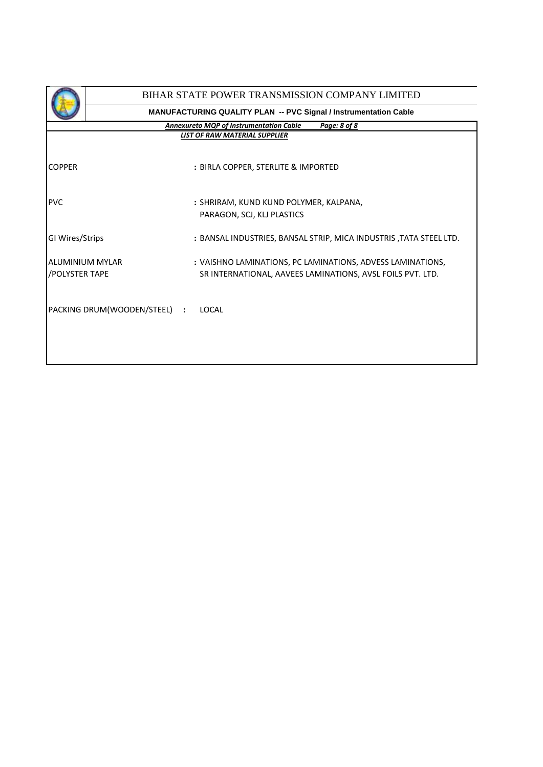# BIHAR STATE POWER TRANSMISSION COMPANY LIMITED

## MANUFACTURING QUALITY PLAN -- PVC Signal / Instrumentation Cable

***Annexureto MQP of Instrumentation Cable***

***LIST OF RAW MATERIAL SUPPLIER***

| | |
|---|---|
| COPPER | : BIRLA COPPER, STERLITE & IMPORTED |
| PVC | : SHRIRAM, KUND KUND POLYMER, KALPANA, PARAGON, SCJ, KLJ PLASTICS |
| GI Wires/Strips | : BANSAL INDUSTRIES, BANSAL STRIP, MICA INDUSTRIS ,TATA STEEL LTD. |
| ALUMINIUM MYLAR /POLYSTER TAPE | : VAISHNO LAMINATIONS, PC LAMINATIONS, ADVESS LAMINATIONS, SR INTERNATIONAL, AAVEES LAMINATIONS, AVSL FOILS PVT. LTD. |
| PACKING DRUM(WOODEN/STEEL) | : LOCAL |